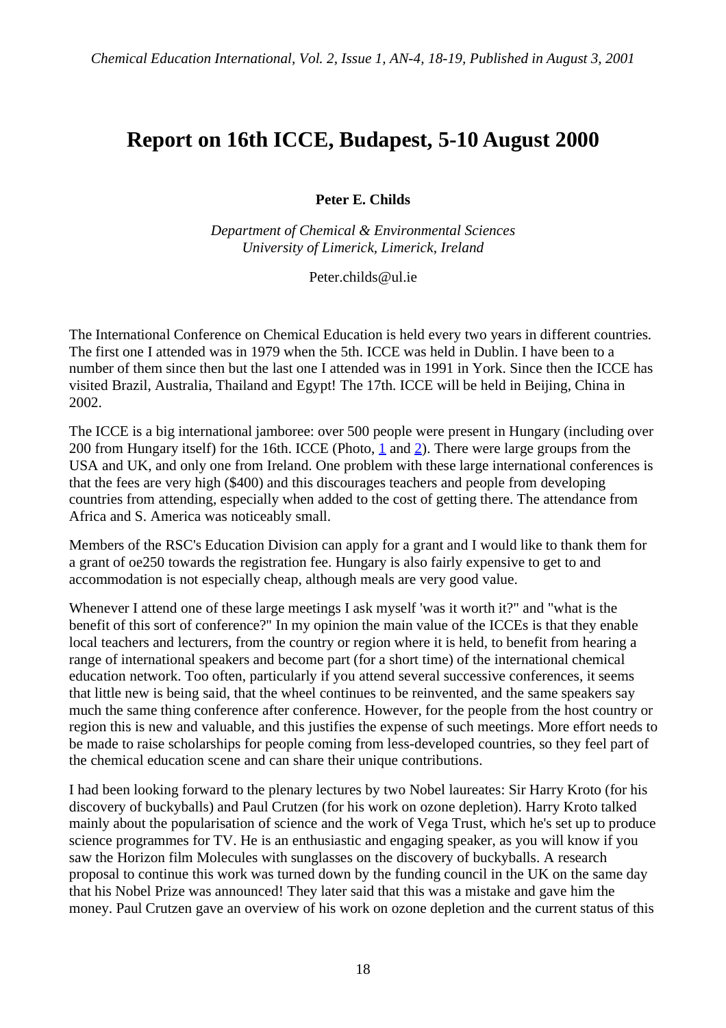# Report on 16th ICCE, Budapest, 5-10 August 2000

**Peter E. Childs**

*Department of Chemical & Environmental Sciences*
*University of Limerick, Limerick, Ireland*

Peter.childs@ul.ie

The International Conference on Chemical Education is held every two years in different countries. The first one I attended was in 1979 when the 5th. ICCE was held in Dublin. I have been to a number of them since then but the last one I attended was in 1991 in York. Since then the ICCE has visited Brazil, Australia, Thailand and Egypt! The 17th. ICCE will be held in Beijing, China in 2002.

The ICCE is a big international jamboree: over 500 people were present in Hungary (including over 200 from Hungary itself) for the 16th. ICCE (Photo, 1 and 2). There were large groups from the USA and UK, and only one from Ireland. One problem with these large international conferences is that the fees are very high ($400) and this discourages teachers and people from developing countries from attending, especially when added to the cost of getting there. The attendance from Africa and S. America was noticeably small.

Members of the RSC's Education Division can apply for a grant and I would like to thank them for a grant of oe250 towards the registration fee. Hungary is also fairly expensive to get to and accommodation is not especially cheap, although meals are very good value.

Whenever I attend one of these large meetings I ask myself 'was it worth it?" and "what is the benefit of this sort of conference?" In my opinion the main value of the ICCEs is that they enable local teachers and lecturers, from the country or region where it is held, to benefit from hearing a range of international speakers and become part (for a short time) of the international chemical education network. Too often, particularly if you attend several successive conferences, it seems that little new is being said, that the wheel continues to be reinvented, and the same speakers say much the same thing conference after conference. However, for the people from the host country or region this is new and valuable, and this justifies the expense of such meetings. More effort needs to be made to raise scholarships for people coming from less-developed countries, so they feel part of the chemical education scene and can share their unique contributions.

I had been looking forward to the plenary lectures by two Nobel laureates: Sir Harry Kroto (for his discovery of buckyballs) and Paul Crutzen (for his work on ozone depletion). Harry Kroto talked mainly about the popularisation of science and the work of Vega Trust, which he's set up to produce science programmes for TV. He is an enthusiastic and engaging speaker, as you will know if you saw the Horizon film Molecules with sunglasses on the discovery of buckyballs. A research proposal to continue this work was turned down by the funding council in the UK on the same day that his Nobel Prize was announced! They later said that this was a mistake and gave him the money. Paul Crutzen gave an overview of his work on ozone depletion and the current status of this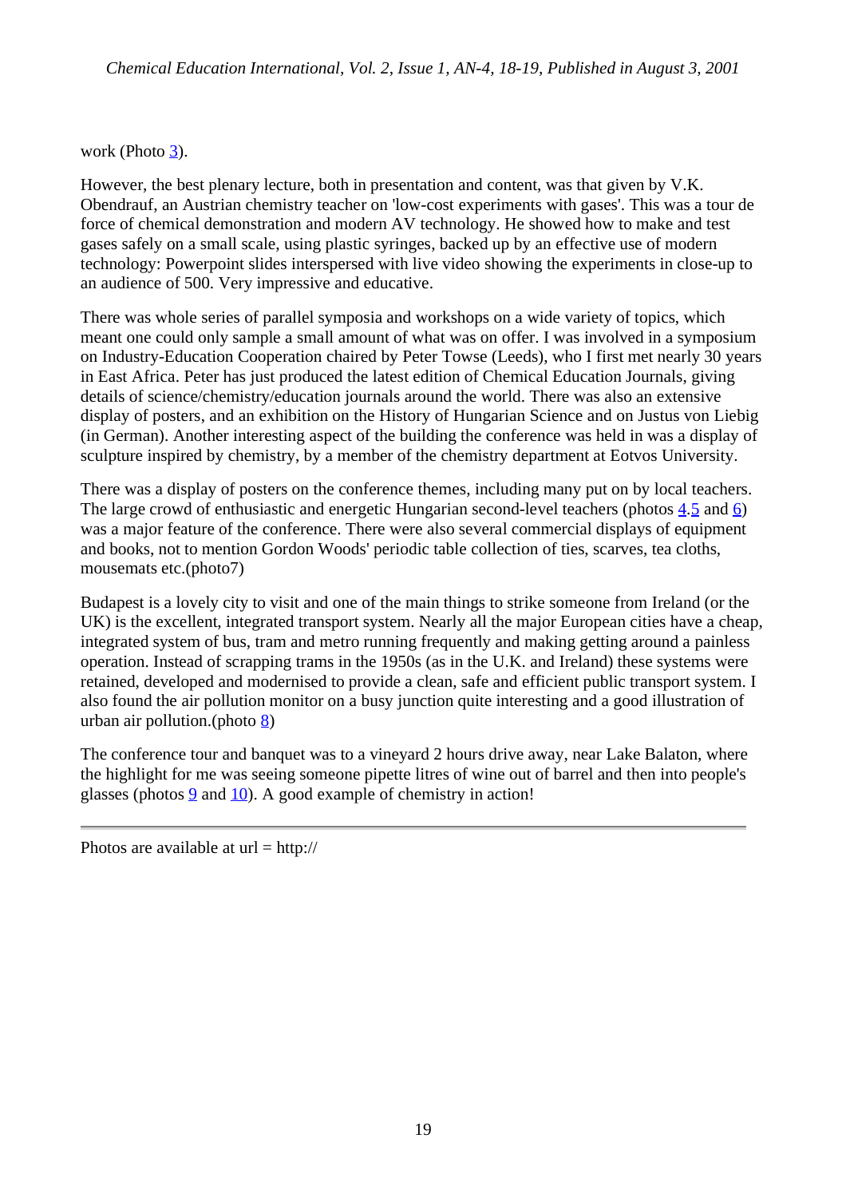work (Photo 3).

However, the best plenary lecture, both in presentation and content, was that given by V.K. Obendrauf, an Austrian chemistry teacher on 'low-cost experiments with gases'. This was a tour de force of chemical demonstration and modern AV technology. He showed how to make and test gases safely on a small scale, using plastic syringes, backed up by an effective use of modern technology: Powerpoint slides interspersed with live video showing the experiments in close-up to an audience of 500. Very impressive and educative.

There was whole series of parallel symposia and workshops on a wide variety of topics, which meant one could only sample a small amount of what was on offer. I was involved in a symposium on Industry-Education Cooperation chaired by Peter Towse (Leeds), who I first met nearly 30 years in East Africa. Peter has just produced the latest edition of Chemical Education Journals, giving details of science/chemistry/education journals around the world. There was also an extensive display of posters, and an exhibition on the History of Hungarian Science and on Justus von Liebig (in German). Another interesting aspect of the building the conference was held in was a display of sculpture inspired by chemistry, by a member of the chemistry department at Eotvos University.

There was a display of posters on the conference themes, including many put on by local teachers. The large crowd of enthusiastic and energetic Hungarian second-level teachers (photos 4.5 and 6) was a major feature of the conference. There were also several commercial displays of equipment and books, not to mention Gordon Woods' periodic table collection of ties, scarves, tea cloths, mousemats etc.(photo7)

Budapest is a lovely city to visit and one of the main things to strike someone from Ireland (or the UK) is the excellent, integrated transport system. Nearly all the major European cities have a cheap, integrated system of bus, tram and metro running frequently and making getting around a painless operation. Instead of scrapping trams in the 1950s (as in the U.K. and Ireland) these systems were retained, developed and modernised to provide a clean, safe and efficient public transport system. I also found the air pollution monitor on a busy junction quite interesting and a good illustration of urban air pollution.(photo 8)

The conference tour and banquet was to a vineyard 2 hours drive away, near Lake Balaton, where the highlight for me was seeing someone pipette litres of wine out of barrel and then into people's glasses (photos 9 and 10). A good example of chemistry in action!

---

Photos are available at url = http://